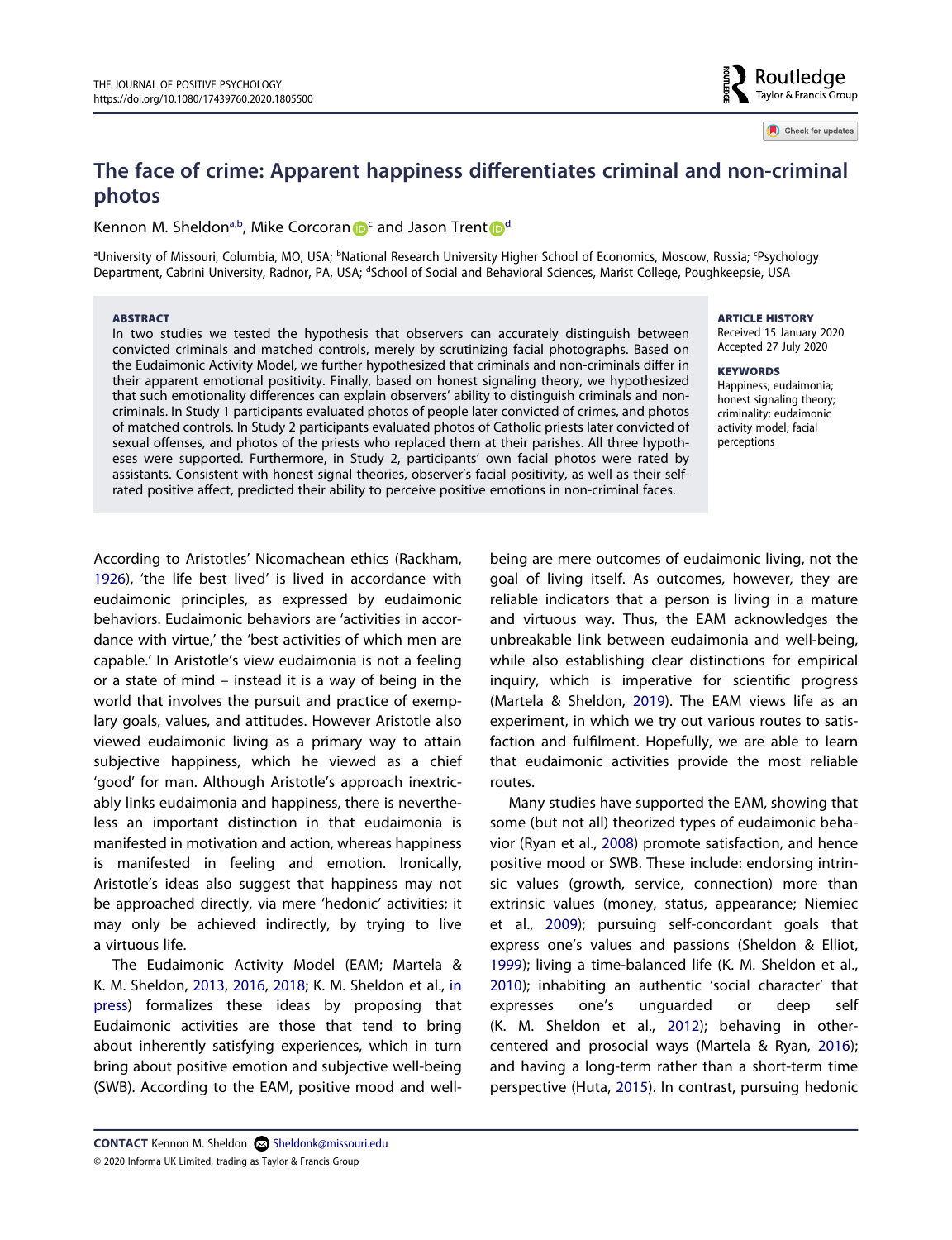# The face of crime: Apparent happiness differentiates criminal and non-criminal photos

Kennon M. Sheldon[a,b], Mike Corcoran[c] and Jason Trent[d]

[a]University of Missouri, Columbia, MO, USA; [b]National Research University Higher School of Economics, Moscow, Russia; [c]Psychology Department, Cabrini University, Radnor, PA, USA; [d]School of Social and Behavioral Sciences, Marist College, Poughkeepsie, USA

**ABSTRACT**

In two studies we tested the hypothesis that observers can accurately distinguish between convicted criminals and matched controls, merely by scrutinizing facial photographs. Based on the Eudaimonic Activity Model, we further hypothesized that criminals and non-criminals differ in their apparent emotional positivity. Finally, based on honest signaling theory, we hypothesized that such emotionality differences can explain observers' ability to distinguish criminals and non-criminals. In Study 1 participants evaluated photos of people later convicted of crimes, and photos of matched controls. In Study 2 participants evaluated photos of Catholic priests later convicted of sexual offenses, and photos of the priests who replaced them at their parishes. All three hypotheses were supported. Furthermore, in Study 2, participants' own facial photos were rated by assistants. Consistent with honest signal theories, observer's facial positivity, as well as their self-rated positive affect, predicted their ability to perceive positive emotions in non-criminal faces.

**ARTICLE HISTORY**
Received 15 January 2020
Accepted 27 July 2020

**KEYWORDS**
Happiness; eudaimonia; honest signaling theory; criminality; eudaimonic activity model; facial perceptions

According to Aristotles' Nicomachean ethics (Rackham, 1926), 'the life best lived' is lived in accordance with eudaimonic principles, as expressed by eudaimonic behaviors. Eudaimonic behaviors are 'activities in accordance with virtue,' the 'best activities of which men are capable.' In Aristotle's view eudaimonia is not a feeling or a state of mind – instead it is a way of being in the world that involves the pursuit and practice of exemplary goals, values, and attitudes. However Aristotle also viewed eudaimonic living as a primary way to attain subjective happiness, which he viewed as a chief 'good' for man. Although Aristotle's approach inextricably links eudaimonia and happiness, there is nevertheless an important distinction in that eudaimonia is manifested in motivation and action, whereas happiness is manifested in feeling and emotion. Ironically, Aristotle's ideas also suggest that happiness may not be approached directly, via mere 'hedonic' activities; it may only be achieved indirectly, by trying to live a virtuous life.

The Eudaimonic Activity Model (EAM; Martela & K. M. Sheldon, 2013, 2016, 2018; K. M. Sheldon et al., in press) formalizes these ideas by proposing that Eudaimonic activities are those that tend to bring about inherently satisfying experiences, which in turn bring about positive emotion and subjective well-being (SWB). According to the EAM, positive mood and well-being are mere outcomes of eudaimonic living, not the goal of living itself. As outcomes, however, they are reliable indicators that a person is living in a mature and virtuous way. Thus, the EAM acknowledges the unbreakable link between eudaimonia and well-being, while also establishing clear distinctions for empirical inquiry, which is imperative for scientific progress (Martela & Sheldon, 2019). The EAM views life as an experiment, in which we try out various routes to satisfaction and fulfilment. Hopefully, we are able to learn that eudaimonic activities provide the most reliable routes.

Many studies have supported the EAM, showing that some (but not all) theorized types of eudaimonic behavior (Ryan et al., 2008) promote satisfaction, and hence positive mood or SWB. These include: endorsing intrinsic values (growth, service, connection) more than extrinsic values (money, status, appearance; Niemiec et al., 2009); pursuing self-concordant goals that express one's values and passions (Sheldon & Elliot, 1999); living a time-balanced life (K. M. Sheldon et al., 2010); inhabiting an authentic 'social character' that expresses one's unguarded or deep self (K. M. Sheldon et al., 2012); behaving in other-centered and prosocial ways (Martela & Ryan, 2016); and having a long-term rather than a short-term time perspective (Huta, 2015). In contrast, pursuing hedonic

**CONTACT** Kennon M. Sheldon Sheldonk@missouri.edu
© 2020 Informa UK Limited, trading as Taylor & Francis Group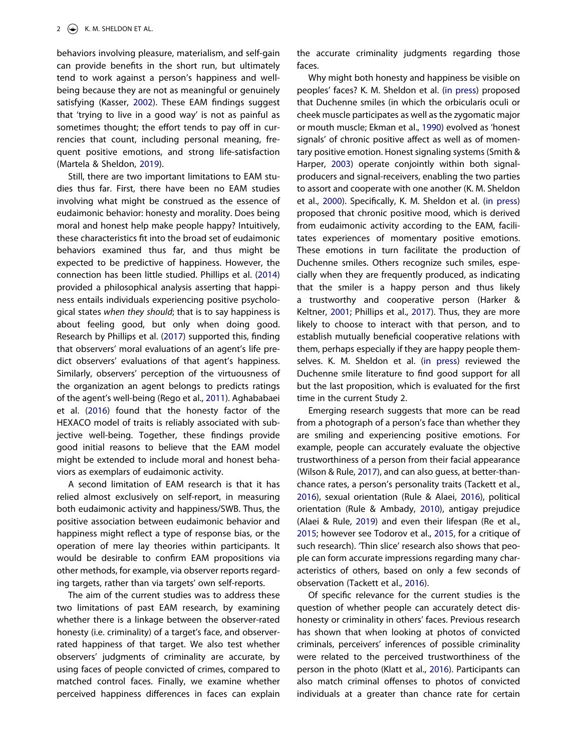behaviors involving pleasure, materialism, and self-gain can provide benefits in the short run, but ultimately tend to work against a person's happiness and well-being because they are not as meaningful or genuinely satisfying (Kasser, 2002). These EAM findings suggest that 'trying to live in a good way' is not as painful as sometimes thought; the effort tends to pay off in currencies that count, including personal meaning, frequent positive emotions, and strong life-satisfaction (Martela & Sheldon, 2019).

Still, there are two important limitations to EAM studies thus far. First, there have been no EAM studies involving what might be construed as the essence of eudaimonic behavior: honesty and morality. Does being moral and honest help make people happy? Intuitively, these characteristics fit into the broad set of eudaimonic behaviors examined thus far, and thus might be expected to be predictive of happiness. However, the connection has been little studied. Phillips et al. (2014) provided a philosophical analysis asserting that happiness entails individuals experiencing positive psychological states *when they should*; that is to say happiness is about feeling good, but only when doing good. Research by Phillips et al. (2017) supported this, finding that observers' moral evaluations of an agent's life predict observers' evaluations of that agent's happiness. Similarly, observers' perception of the virtuousness of the organization an agent belongs to predicts ratings of the agent's well-being (Rego et al., 2011). Aghababaei et al. (2016) found that the honesty factor of the HEXACO model of traits is reliably associated with subjective well-being. Together, these findings provide good initial reasons to believe that the EAM model might be extended to include moral and honest behaviors as exemplars of eudaimonic activity.

A second limitation of EAM research is that it has relied almost exclusively on self-report, in measuring both eudaimonic activity and happiness/SWB. Thus, the positive association between eudaimonic behavior and happiness might reflect a type of response bias, or the operation of mere lay theories within participants. It would be desirable to confirm EAM propositions via other methods, for example, via observer reports regarding targets, rather than via targets' own self-reports.

The aim of the current studies was to address these two limitations of past EAM research, by examining whether there is a linkage between the observer-rated honesty (i.e. criminality) of a target's face, and observer-rated happiness of that target. We also test whether observers' judgments of criminality are accurate, by using faces of people convicted of crimes, compared to matched control faces. Finally, we examine whether perceived happiness differences in faces can explain the accurate criminality judgments regarding those faces.

Why might both honesty and happiness be visible on peoples' faces? K. M. Sheldon et al. (in press) proposed that Duchenne smiles (in which the orbicularis oculi or cheek muscle participates as well as the zygomatic major or mouth muscle; Ekman et al., 1990) evolved as 'honest signals' of chronic positive affect as well as of momentary positive emotion. Honest signaling systems (Smith & Harper, 2003) operate conjointly within both signal-producers and signal-receivers, enabling the two parties to assort and cooperate with one another (K. M. Sheldon et al., 2000). Specifically, K. M. Sheldon et al. (in press) proposed that chronic positive mood, which is derived from eudaimonic activity according to the EAM, facilitates experiences of momentary positive emotions. These emotions in turn facilitate the production of Duchenne smiles. Others recognize such smiles, especially when they are frequently produced, as indicating that the smiler is a happy person and thus likely a trustworthy and cooperative person (Harker & Keltner, 2001; Phillips et al., 2017). Thus, they are more likely to choose to interact with that person, and to establish mutually beneficial cooperative relations with them, perhaps especially if they are happy people themselves. K. M. Sheldon et al. (in press) reviewed the Duchenne smile literature to find good support for all but the last proposition, which is evaluated for the first time in the current Study 2.

Emerging research suggests that more can be read from a photograph of a person's face than whether they are smiling and experiencing positive emotions. For example, people can accurately evaluate the objective trustworthiness of a person from their facial appearance (Wilson & Rule, 2017), and can also guess, at better-than-chance rates, a person's personality traits (Tackett et al., 2016), sexual orientation (Rule & Alaei, 2016), political orientation (Rule & Ambady, 2010), antigay prejudice (Alaei & Rule, 2019) and even their lifespan (Re et al., 2015; however see Todorov et al., 2015, for a critique of such research). 'Thin slice' research also shows that people can form accurate impressions regarding many characteristics of others, based on only a few seconds of observation (Tackett et al., 2016).

Of specific relevance for the current studies is the question of whether people can accurately detect dishonesty or criminality in others' faces. Previous research has shown that when looking at photos of convicted criminals, perceivers' inferences of possible criminality were related to the perceived trustworthiness of the person in the photo (Klatt et al., 2016). Participants can also match criminal offenses to photos of convicted individuals at a greater than chance rate for certain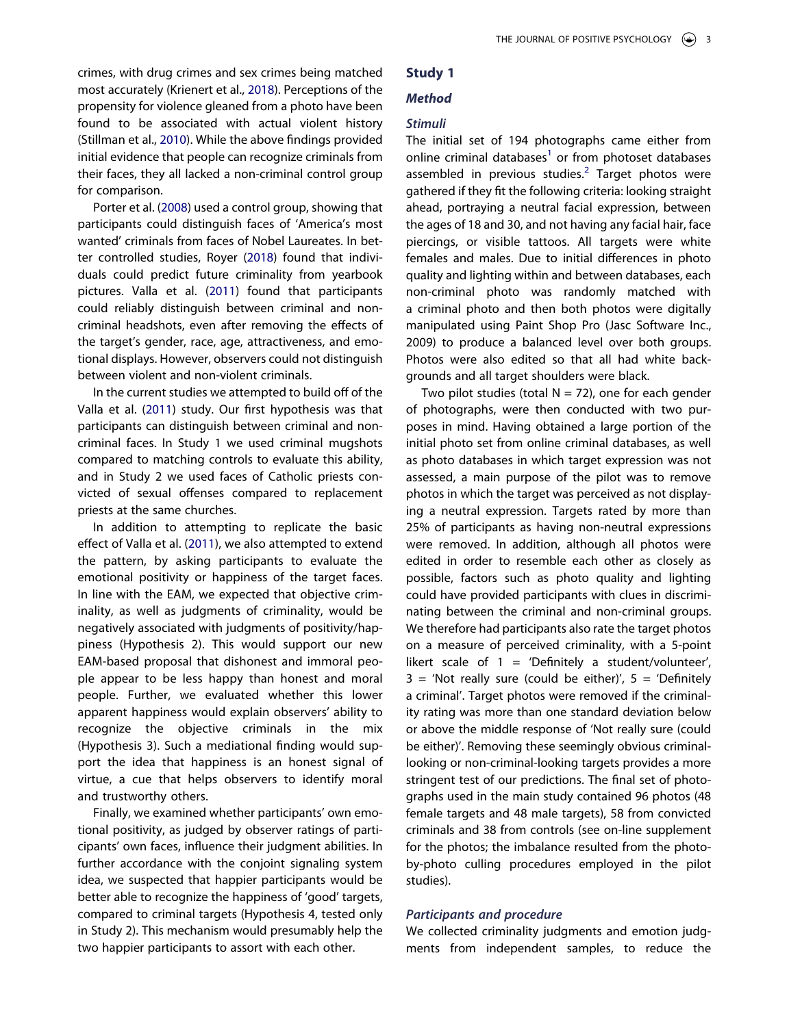crimes, with drug crimes and sex crimes being matched most accurately (Krienert et al., 2018). Perceptions of the propensity for violence gleaned from a photo have been found to be associated with actual violent history (Stillman et al., 2010). While the above findings provided initial evidence that people can recognize criminals from their faces, they all lacked a non-criminal control group for comparison.

Porter et al. (2008) used a control group, showing that participants could distinguish faces of 'America's most wanted' criminals from faces of Nobel Laureates. In better controlled studies, Royer (2018) found that individuals could predict future criminality from yearbook pictures. Valla et al. (2011) found that participants could reliably distinguish between criminal and non-criminal headshots, even after removing the effects of the target's gender, race, age, attractiveness, and emotional displays. However, observers could not distinguish between violent and non-violent criminals.

In the current studies we attempted to build off of the Valla et al. (2011) study. Our first hypothesis was that participants can distinguish between criminal and non-criminal faces. In Study 1 we used criminal mugshots compared to matching controls to evaluate this ability, and in Study 2 we used faces of Catholic priests convicted of sexual offenses compared to replacement priests at the same churches.

In addition to attempting to replicate the basic effect of Valla et al. (2011), we also attempted to extend the pattern, by asking participants to evaluate the emotional positivity or happiness of the target faces. In line with the EAM, we expected that objective criminality, as well as judgments of criminality, would be negatively associated with judgments of positivity/happiness (Hypothesis 2). This would support our new EAM-based proposal that dishonest and immoral people appear to be less happy than honest and moral people. Further, we evaluated whether this lower apparent happiness would explain observers' ability to recognize the objective criminals in the mix (Hypothesis 3). Such a mediational finding would support the idea that happiness is an honest signal of virtue, a cue that helps observers to identify moral and trustworthy others.

Finally, we examined whether participants' own emotional positivity, as judged by observer ratings of participants' own faces, influence their judgment abilities. In further accordance with the conjoint signaling system idea, we suspected that happier participants would be better able to recognize the happiness of 'good' targets, compared to criminal targets (Hypothesis 4, tested only in Study 2). This mechanism would presumably help the two happier participants to assort with each other.

## Study 1

### *Method*

#### *Stimuli*

The initial set of 194 photographs came either from online criminal databases[1] or from photoset databases assembled in previous studies.[2] Target photos were gathered if they fit the following criteria: looking straight ahead, portraying a neutral facial expression, between the ages of 18 and 30, and not having any facial hair, face piercings, or visible tattoos. All targets were white females and males. Due to initial differences in photo quality and lighting within and between databases, each non-criminal photo was randomly matched with a criminal photo and then both photos were digitally manipulated using Paint Shop Pro (Jasc Software Inc., 2009) to produce a balanced level over both groups. Photos were also edited so that all had white backgrounds and all target shoulders were black.

Two pilot studies (total N = 72), one for each gender of photographs, were then conducted with two purposes in mind. Having obtained a large portion of the initial photo set from online criminal databases, as well as photo databases in which target expression was not assessed, a main purpose of the pilot was to remove photos in which the target was perceived as not displaying a neutral expression. Targets rated by more than 25% of participants as having non-neutral expressions were removed. In addition, although all photos were edited in order to resemble each other as closely as possible, factors such as photo quality and lighting could have provided participants with clues in discriminating between the criminal and non-criminal groups. We therefore had participants also rate the target photos on a measure of perceived criminality, with a 5-point likert scale of 1 = 'Definitely a student/volunteer', 3 = 'Not really sure (could be either)', 5 = 'Definitely a criminal'. Target photos were removed if the criminality rating was more than one standard deviation below or above the middle response of 'Not really sure (could be either)'. Removing these seemingly obvious criminal-looking or non-criminal-looking targets provides a more stringent test of our predictions. The final set of photographs used in the main study contained 96 photos (48 female targets and 48 male targets), 58 from convicted criminals and 38 from controls (see on-line supplement for the photos; the imbalance resulted from the photo-by-photo culling procedures employed in the pilot studies).

#### *Participants and procedure*

We collected criminality judgments and emotion judgments from independent samples, to reduce the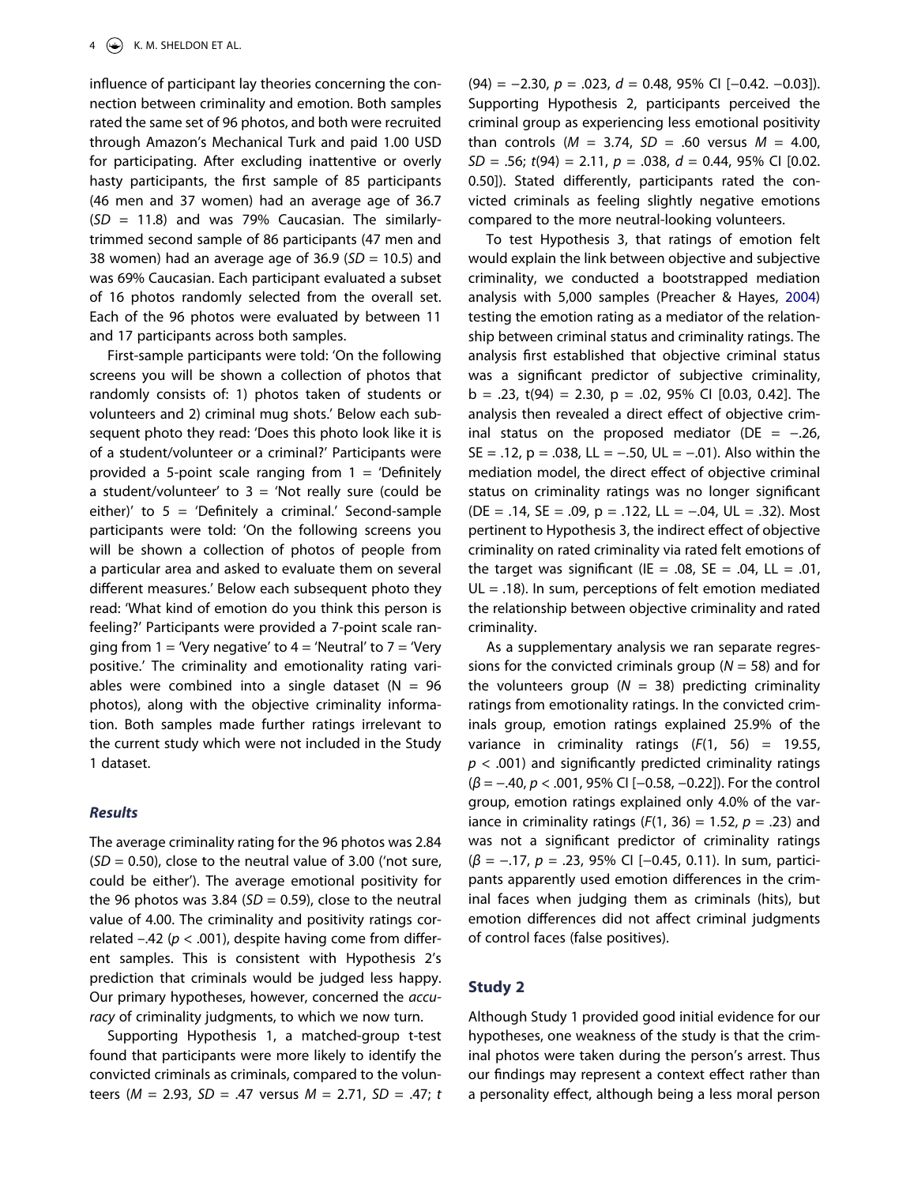influence of participant lay theories concerning the connection between criminality and emotion. Both samples rated the same set of 96 photos, and both were recruited through Amazon's Mechanical Turk and paid 1.00 USD for participating. After excluding inattentive or overly hasty participants, the first sample of 85 participants (46 men and 37 women) had an average age of 36.7 ($SD$ = 11.8) and was 79% Caucasian. The similarly-trimmed second sample of 86 participants (47 men and 38 women) had an average age of 36.9 ($SD$ = 10.5) and was 69% Caucasian. Each participant evaluated a subset of 16 photos randomly selected from the overall set. Each of the 96 photos were evaluated by between 11 and 17 participants across both samples.

First-sample participants were told: 'On the following screens you will be shown a collection of photos that randomly consists of: 1) photos taken of students or volunteers and 2) criminal mug shots.' Below each subsequent photo they read: 'Does this photo look like it is of a student/volunteer or a criminal?' Participants were provided a 5-point scale ranging from 1 = 'Definitely a student/volunteer' to 3 = 'Not really sure (could be either)' to 5 = 'Definitely a criminal.' Second-sample participants were told: 'On the following screens you will be shown a collection of photos of people from a particular area and asked to evaluate them on several different measures.' Below each subsequent photo they read: 'What kind of emotion do you think this person is feeling?' Participants were provided a 7-point scale ranging from 1 = 'Very negative' to 4 = 'Neutral' to 7 = 'Very positive.' The criminality and emotionality rating variables were combined into a single dataset (N = 96 photos), along with the objective criminality information. Both samples made further ratings irrelevant to the current study which were not included in the Study 1 dataset.

### *Results*

The average criminality rating for the 96 photos was 2.84 ($SD$ = 0.50), close to the neutral value of 3.00 ('not sure, could be either'). The average emotional positivity for the 96 photos was 3.84 ($SD$ = 0.59), close to the neutral value of 4.00. The criminality and positivity ratings correlated −.42 ($p$ < .001), despite having come from different samples. This is consistent with Hypothesis 2's prediction that criminals would be judged less happy. Our primary hypotheses, however, concerned the *accuracy* of criminality judgments, to which we now turn.

Supporting Hypothesis 1, a matched-group t-test found that participants were more likely to identify the convicted criminals as criminals, compared to the volunteers ($M$ = 2.93, $SD$ = .47 versus $M$ = 2.71, $SD$ = .47; $t$(94) = −2.30, $p$ = .023, $d$ = 0.48, 95% CI [−0.42. −0.03]). Supporting Hypothesis 2, participants perceived the criminal group as experiencing less emotional positivity than controls ($M$ = 3.74, $SD$ = .60 versus $M$ = 4.00, $SD$ = .56; $t$(94) = 2.11, $p$ = .038, $d$ = 0.44, 95% CI [0.02. 0.50]). Stated differently, participants rated the convicted criminals as feeling slightly negative emotions compared to the more neutral-looking volunteers.

To test Hypothesis 3, that ratings of emotion felt would explain the link between objective and subjective criminality, we conducted a bootstrapped mediation analysis with 5,000 samples (Preacher & Hayes, 2004) testing the emotion rating as a mediator of the relationship between criminal status and criminality ratings. The analysis first established that objective criminal status was a significant predictor of subjective criminality, b = .23, t(94) = 2.30, p = .02, 95% CI [0.03, 0.42]. The analysis then revealed a direct effect of objective criminal status on the proposed mediator (DE = −.26, SE = .12, p = .038, LL = −.50, UL = −.01). Also within the mediation model, the direct effect of objective criminal status on criminality ratings was no longer significant (DE = .14, SE = .09, p = .122, LL = −.04, UL = .32). Most pertinent to Hypothesis 3, the indirect effect of objective criminality on rated criminality via rated felt emotions of the target was significant (IE = .08, SE = .04, LL = .01, UL = .18). In sum, perceptions of felt emotion mediated the relationship between objective criminality and rated criminality.

As a supplementary analysis we ran separate regressions for the convicted criminals group ($N$ = 58) and for the volunteers group ($N$ = 38) predicting criminality ratings from emotionality ratings. In the convicted criminals group, emotion ratings explained 25.9% of the variance in criminality ratings ($F$(1, 56) = 19.55, $p$ < .001) and significantly predicted criminality ratings ($\beta$ = −.40, $p$ < .001, 95% CI [−0.58, −0.22]). For the control group, emotion ratings explained only 4.0% of the variance in criminality ratings ($F$(1, 36) = 1.52, $p$ = .23) and was not a significant predictor of criminality ratings ($\beta$ = −.17, $p$ = .23, 95% CI [−0.45, 0.11). In sum, participants apparently used emotion differences in the criminal faces when judging them as criminals (hits), but emotion differences did not affect criminal judgments of control faces (false positives).

## Study 2

Although Study 1 provided good initial evidence for our hypotheses, one weakness of the study is that the criminal photos were taken during the person's arrest. Thus our findings may represent a context effect rather than a personality effect, although being a less moral person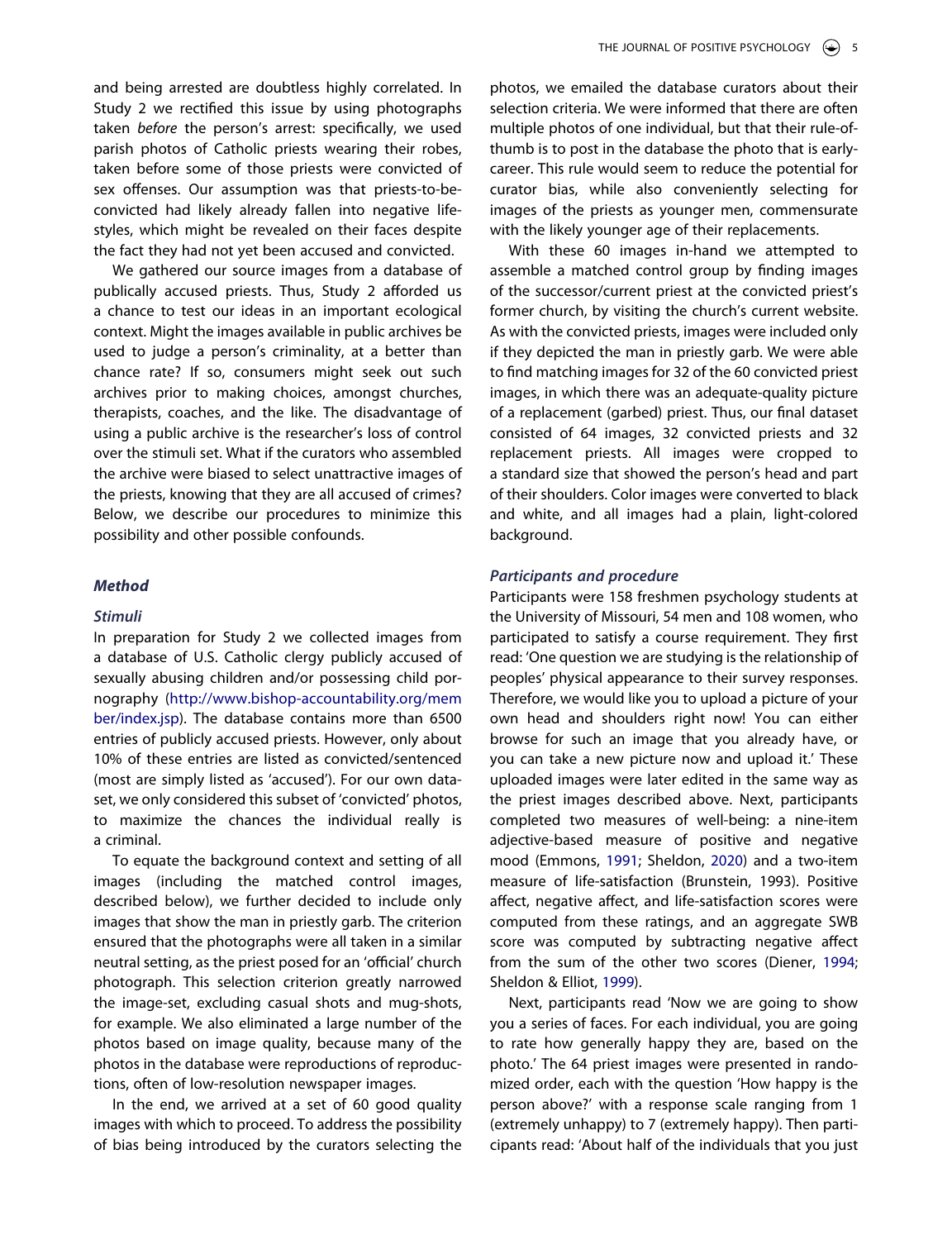and being arrested are doubtless highly correlated. In Study 2 we rectified this issue by using photographs taken *before* the person's arrest: specifically, we used parish photos of Catholic priests wearing their robes, taken before some of those priests were convicted of sex offenses. Our assumption was that priests-to-be-convicted had likely already fallen into negative lifestyles, which might be revealed on their faces despite the fact they had not yet been accused and convicted.

We gathered our source images from a database of publically accused priests. Thus, Study 2 afforded us a chance to test our ideas in an important ecological context. Might the images available in public archives be used to judge a person's criminality, at a better than chance rate? If so, consumers might seek out such archives prior to making choices, amongst churches, therapists, coaches, and the like. The disadvantage of using a public archive is the researcher's loss of control over the stimuli set. What if the curators who assembled the archive were biased to select unattractive images of the priests, knowing that they are all accused of crimes? Below, we describe our procedures to minimize this possibility and other possible confounds.

## Method

### Stimuli

In preparation for Study 2 we collected images from a database of U.S. Catholic clergy publicly accused of sexually abusing children and/or possessing child pornography (http://www.bishop-accountability.org/member/index.jsp). The database contains more than 6500 entries of publicly accused priests. However, only about 10% of these entries are listed as convicted/sentenced (most are simply listed as 'accused'). For our own dataset, we only considered this subset of 'convicted' photos, to maximize the chances the individual really is a criminal.

To equate the background context and setting of all images (including the matched control images, described below), we further decided to include only images that show the man in priestly garb. The criterion ensured that the photographs were all taken in a similar neutral setting, as the priest posed for an 'official' church photograph. This selection criterion greatly narrowed the image-set, excluding casual shots and mug-shots, for example. We also eliminated a large number of the photos based on image quality, because many of the photos in the database were reproductions of reproductions, often of low-resolution newspaper images.

In the end, we arrived at a set of 60 good quality images with which to proceed. To address the possibility of bias being introduced by the curators selecting the photos, we emailed the database curators about their selection criteria. We were informed that there are often multiple photos of one individual, but that their rule-of-thumb is to post in the database the photo that is early-career. This rule would seem to reduce the potential for curator bias, while also conveniently selecting for images of the priests as younger men, commensurate with the likely younger age of their replacements.

With these 60 images in-hand we attempted to assemble a matched control group by finding images of the successor/current priest at the convicted priest's former church, by visiting the church's current website. As with the convicted priests, images were included only if they depicted the man in priestly garb. We were able to find matching images for 32 of the 60 convicted priest images, in which there was an adequate-quality picture of a replacement (garbed) priest. Thus, our final dataset consisted of 64 images, 32 convicted priests and 32 replacement priests. All images were cropped to a standard size that showed the person's head and part of their shoulders. Color images were converted to black and white, and all images had a plain, light-colored background.

### Participants and procedure

Participants were 158 freshmen psychology students at the University of Missouri, 54 men and 108 women, who participated to satisfy a course requirement. They first read: 'One question we are studying is the relationship of peoples' physical appearance to their survey responses. Therefore, we would like you to upload a picture of your own head and shoulders right now! You can either browse for such an image that you already have, or you can take a new picture now and upload it.' These uploaded images were later edited in the same way as the priest images described above. Next, participants completed two measures of well-being: a nine-item adjective-based measure of positive and negative mood (Emmons, 1991; Sheldon, 2020) and a two-item measure of life-satisfaction (Brunstein, 1993). Positive affect, negative affect, and life-satisfaction scores were computed from these ratings, and an aggregate SWB score was computed by subtracting negative affect from the sum of the other two scores (Diener, 1994; Sheldon & Elliot, 1999).

Next, participants read 'Now we are going to show you a series of faces. For each individual, you are going to rate how generally happy they are, based on the photo.' The 64 priest images were presented in randomized order, each with the question 'How happy is the person above?' with a response scale ranging from 1 (extremely unhappy) to 7 (extremely happy). Then participants read: 'About half of the individuals that you just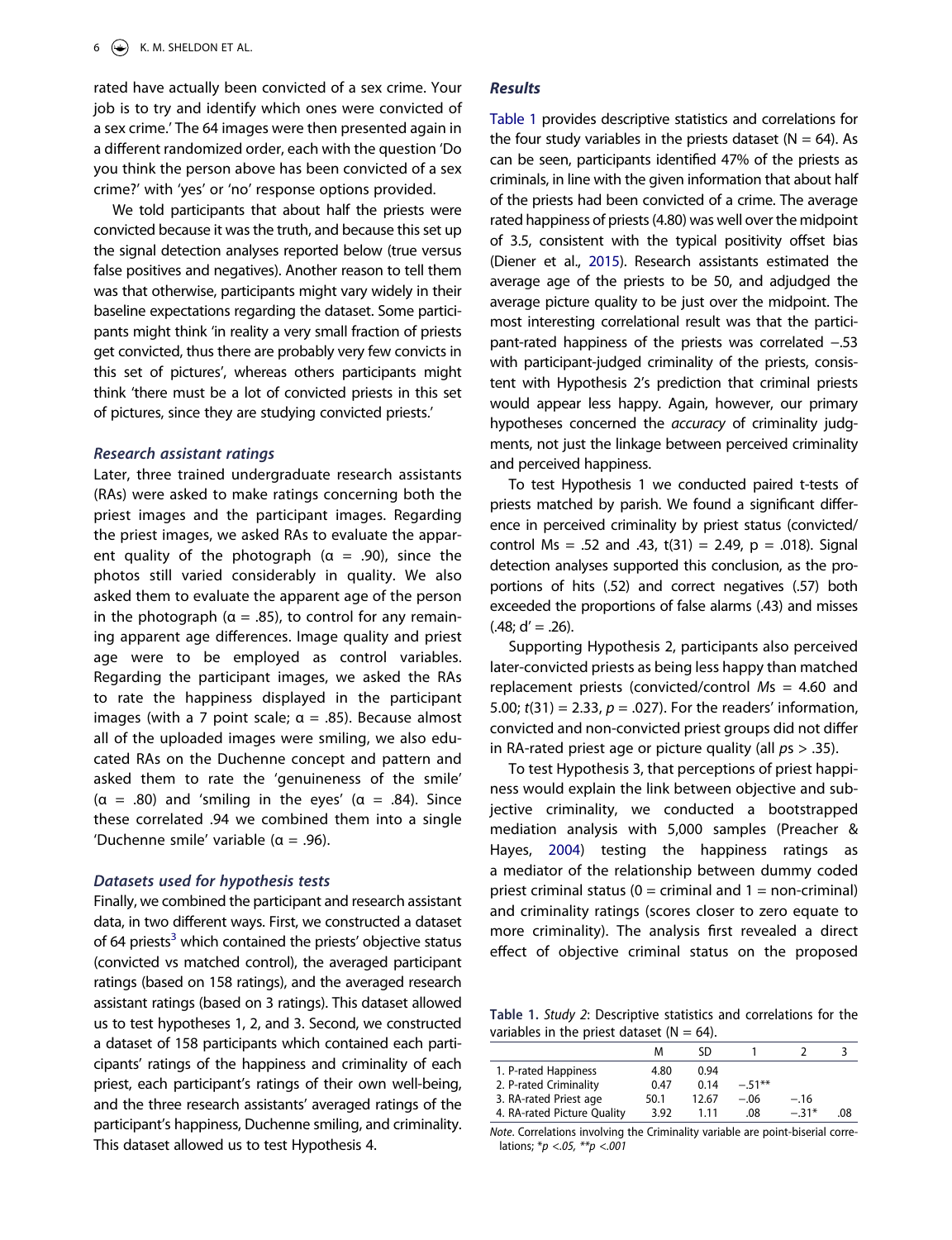rated have actually been convicted of a sex crime. Your job is to try and identify which ones were convicted of a sex crime.' The 64 images were then presented again in a different randomized order, each with the question 'Do you think the person above has been convicted of a sex crime?' with 'yes' or 'no' response options provided.

We told participants that about half the priests were convicted because it was the truth, and because this set up the signal detection analyses reported below (true versus false positives and negatives). Another reason to tell them was that otherwise, participants might vary widely in their baseline expectations regarding the dataset. Some participants might think 'in reality a very small fraction of priests get convicted, thus there are probably very few convicts in this set of pictures', whereas others participants might think 'there must be a lot of convicted priests in this set of pictures, since they are studying convicted priests.'

### Research assistant ratings

Later, three trained undergraduate research assistants (RAs) were asked to make ratings concerning both the priest images and the participant images. Regarding the priest images, we asked RAs to evaluate the apparent quality of the photograph ($\alpha$ = .90), since the photos still varied considerably in quality. We also asked them to evaluate the apparent age of the person in the photograph ($\alpha$ = .85), to control for any remaining apparent age differences. Image quality and priest age were to be employed as control variables. Regarding the participant images, we asked the RAs to rate the happiness displayed in the participant images (with a 7 point scale; $\alpha$ = .85). Because almost all of the uploaded images were smiling, we also educated RAs on the Duchenne concept and pattern and asked them to rate the 'genuineness of the smile' ($\alpha$ = .80) and 'smiling in the eyes' ($\alpha$ = .84). Since these correlated .94 we combined them into a single 'Duchenne smile' variable ($\alpha$ = .96).

### Datasets used for hypothesis tests

Finally, we combined the participant and research assistant data, in two different ways. First, we constructed a dataset of 64 priests[3] which contained the priests' objective status (convicted vs matched control), the averaged participant ratings (based on 158 ratings), and the averaged research assistant ratings (based on 3 ratings). This dataset allowed us to test hypotheses 1, 2, and 3. Second, we constructed a dataset of 158 participants which contained each participants' ratings of the happiness and criminality of each priest, each participant's ratings of their own well-being, and the three research assistants' averaged ratings of the participant's happiness, Duchenne smiling, and criminality. This dataset allowed us to test Hypothesis 4.

## Results

Table 1 provides descriptive statistics and correlations for the four study variables in the priests dataset (N = 64). As can be seen, participants identified 47% of the priests as criminals, in line with the given information that about half of the priests had been convicted of a crime. The average rated happiness of priests (4.80) was well over the midpoint of 3.5, consistent with the typical positivity offset bias (Diener et al., 2015). Research assistants estimated the average age of the priests to be 50, and adjudged the average picture quality to be just over the midpoint. The most interesting correlational result was that the participant-rated happiness of the priests was correlated −.53 with participant-judged criminality of the priests, consistent with Hypothesis 2's prediction that criminal priests would appear less happy. Again, however, our primary hypotheses concerned the *accuracy* of criminality judgments, not just the linkage between perceived criminality and perceived happiness.

To test Hypothesis 1 we conducted paired t-tests of priests matched by parish. We found a significant difference in perceived criminality by priest status (convicted/control Ms = .52 and .43, $t(31) = 2.49$, $p = .018$). Signal detection analyses supported this conclusion, as the proportions of hits (.52) and correct negatives (.57) both exceeded the proportions of false alarms (.43) and misses (.48; $d' = .26$).

Supporting Hypothesis 2, participants also perceived later-convicted priests as being less happy than matched replacement priests (convicted/control *M*s = 4.60 and 5.00; $t(31) = 2.33$, $p = .027$). For the readers' information, convicted and non-convicted priest groups did not differ in RA-rated priest age or picture quality (all $p$s > .35).

To test Hypothesis 3, that perceptions of priest happiness would explain the link between objective and subjective criminality, we conducted a bootstrapped mediation analysis with 5,000 samples (Preacher & Hayes, 2004) testing the happiness ratings as a mediator of the relationship between dummy coded priest criminal status (0 = criminal and 1 = non-criminal) and criminality ratings (scores closer to zero equate to more criminality). The analysis first revealed a direct effect of objective criminal status on the proposed

**Table 1.** *Study 2*: Descriptive statistics and correlations for the variables in the priest dataset (N = 64).

| | M | SD | 1 | 2 | 3 |
|---|---|---|---|---|---|
| 1. P-rated Happiness | 4.80 | 0.94 | | | |
| 2. P-rated Criminality | 0.47 | 0.14 | −.51** | | |
| 3. RA-rated Priest age | 50.1 | 12.67 | −.06 | −.16 | |
| 4. RA-rated Picture Quality | 3.92 | 1.11 | .08 | −.31* | .08 |

*Note*. Correlations involving the Criminality variable are point-biserial correlations; *$p < .05$, **$p < .001$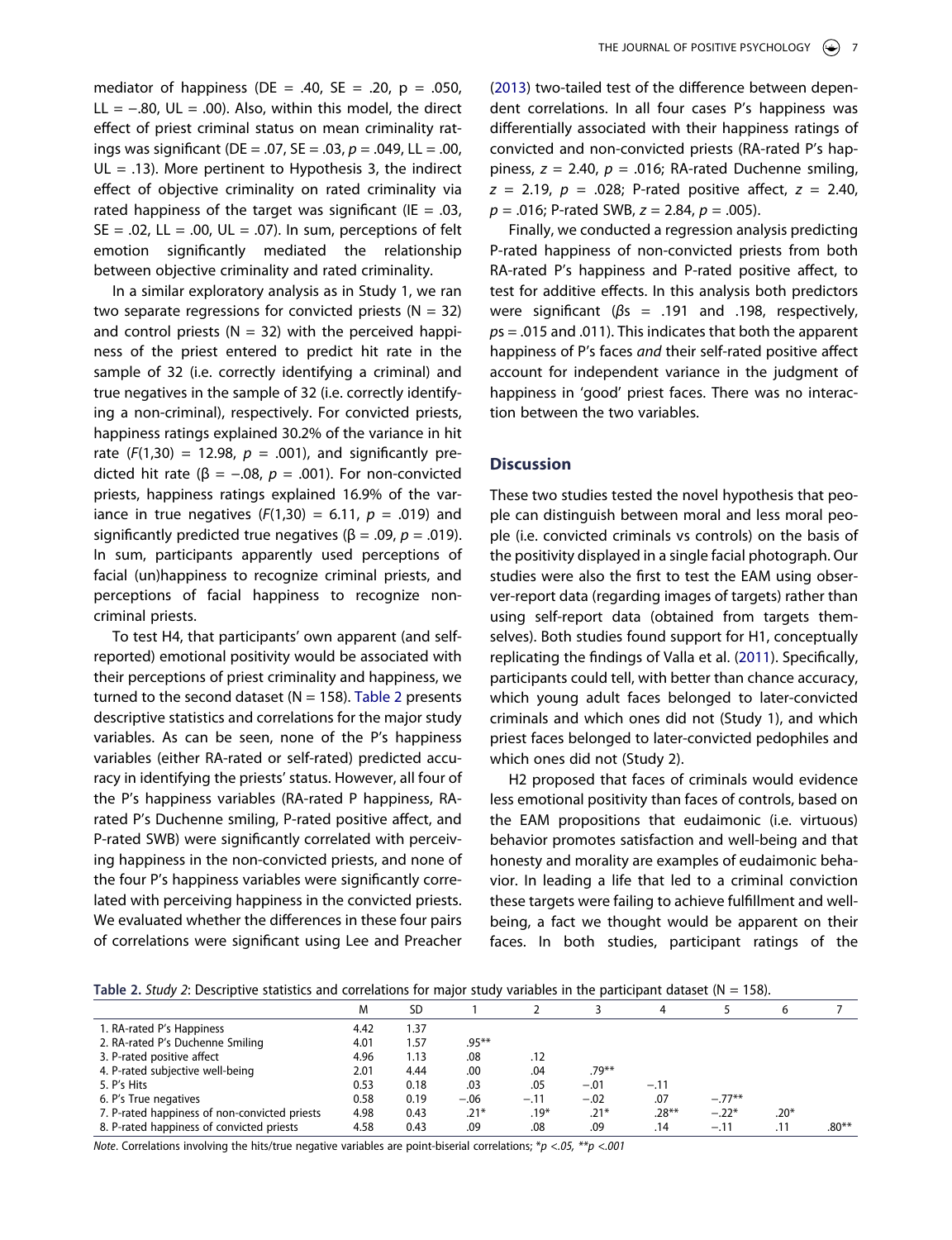mediator of happiness (DE = .40, SE = .20, p = .050, LL = −.80, UL = .00). Also, within this model, the direct effect of priest criminal status on mean criminality ratings was significant (DE = .07, SE = .03, $p$ = .049, LL = .00, UL = .13). More pertinent to Hypothesis 3, the indirect effect of objective criminality on rated criminality via rated happiness of the target was significant (IE = .03, SE = .02, LL = .00, UL = .07). In sum, perceptions of felt emotion significantly mediated the relationship between objective criminality and rated criminality.

In a similar exploratory analysis as in Study 1, we ran two separate regressions for convicted priests (N = 32) and control priests (N = 32) with the perceived happiness of the priest entered to predict hit rate in the sample of 32 (i.e. correctly identifying a criminal) and true negatives in the sample of 32 (i.e. correctly identifying a non-criminal), respectively. For convicted priests, happiness ratings explained 30.2% of the variance in hit rate ($F(1,30)$ = 12.98, $p$ = .001), and significantly predicted hit rate (β = −.08, $p$ = .001). For non-convicted priests, happiness ratings explained 16.9% of the variance in true negatives ($F(1,30)$ = 6.11, $p$ = .019) and significantly predicted true negatives (β = .09, $p$ = .019). In sum, participants apparently used perceptions of facial (un)happiness to recognize criminal priests, and perceptions of facial happiness to recognize non-criminal priests.

To test H4, that participants' own apparent (and self-reported) emotional positivity would be associated with their perceptions of priest criminality and happiness, we turned to the second dataset (N = 158). Table 2 presents descriptive statistics and correlations for the major study variables. As can be seen, none of the P's happiness variables (either RA-rated or self-rated) predicted accuracy in identifying the priests' status. However, all four of the P's happiness variables (RA-rated P happiness, RA-rated P's Duchenne smiling, P-rated positive affect, and P-rated SWB) were significantly correlated with perceiving happiness in the non-convicted priests, and none of the four P's happiness variables were significantly correlated with perceiving happiness in the convicted priests. We evaluated whether the differences in these four pairs of correlations were significant using Lee and Preacher (2013) two-tailed test of the difference between dependent correlations. In all four cases P's happiness was differentially associated with their happiness ratings of convicted and non-convicted priests (RA-rated P's happiness, $z$ = 2.40, $p$ = .016; RA-rated Duchenne smiling, $z$ = 2.19, $p$ = .028; P-rated positive affect, $z$ = 2.40, $p$ = .016; P-rated SWB, $z$ = 2.84, $p$ = .005).

Finally, we conducted a regression analysis predicting P-rated happiness of non-convicted priests from both RA-rated P's happiness and P-rated positive affect, to test for additive effects. In this analysis both predictors were significant ($β$s = .191 and .198, respectively, $p$s = .015 and .011). This indicates that both the apparent happiness of P's faces *and* their self-rated positive affect account for independent variance in the judgment of happiness in 'good' priest faces. There was no interaction between the two variables.

## Discussion

These two studies tested the novel hypothesis that people can distinguish between moral and less moral people (i.e. convicted criminals vs controls) on the basis of the positivity displayed in a single facial photograph. Our studies were also the first to test the EAM using observer-report data (regarding images of targets) rather than using self-report data (obtained from targets themselves). Both studies found support for H1, conceptually replicating the findings of Valla et al. (2011). Specifically, participants could tell, with better than chance accuracy, which young adult faces belonged to later-convicted criminals and which ones did not (Study 1), and which priest faces belonged to later-convicted pedophiles and which ones did not (Study 2).

H2 proposed that faces of criminals would evidence less emotional positivity than faces of controls, based on the EAM propositions that eudaimonic (i.e. virtuous) behavior promotes satisfaction and well-being and that honesty and morality are examples of eudaimonic behavior. In leading a life that led to a criminal conviction these targets were failing to achieve fulfillment and well-being, a fact we thought would be apparent on their faces. In both studies, participant ratings of the

**Table 2.** *Study 2*: Descriptive statistics and correlations for major study variables in the participant dataset (N = 158).

| | M | SD | 1 | 2 | 3 | 4 | 5 | 6 | 7 |
|---|---|---|---|---|---|---|---|---|---|
| 1. RA-rated P's Happiness | 4.42 | 1.37 | | | | | | | |
| 2. RA-rated P's Duchenne Smiling | 4.01 | 1.57 | .95** | | | | | | |
| 3. P-rated positive affect | 4.96 | 1.13 | .08 | .12 | | | | | |
| 4. P-rated subjective well-being | 2.01 | 4.44 | .00 | .04 | .79** | | | | |
| 5. P's Hits | 0.53 | 0.18 | .03 | .05 | −.01 | −.11 | | | |
| 6. P's True negatives | 0.58 | 0.19 | −.06 | −.11 | −.02 | .07 | −.77** | | |
| 7. P-rated happiness of non-convicted priests | 4.98 | 0.43 | .21* | .19* | .21* | .28** | −.22* | .20* | |
| 8. P-rated happiness of convicted priests | 4.58 | 0.43 | .09 | .08 | .09 | .14 | −.11 | .11 | .80** |

*Note*. Correlations involving the hits/true negative variables are point-biserial correlations; *$p$ <.05, **$p$ <.001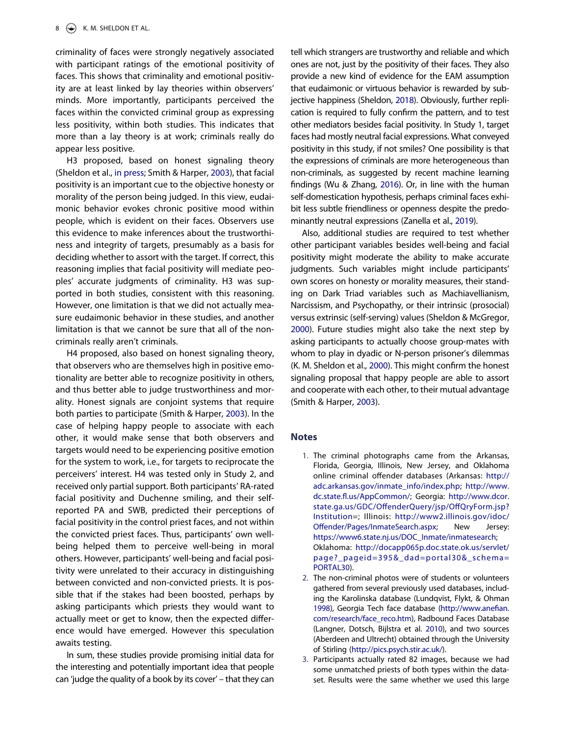criminality of faces were strongly negatively associated with participant ratings of the emotional positivity of faces. This shows that criminality and emotional positivity are at least linked by lay theories within observers' minds. More importantly, participants perceived the faces within the convicted criminal group as expressing less positivity, within both studies. This indicates that more than a lay theory is at work; criminals really do appear less positive.

H3 proposed, based on honest signaling theory (Sheldon et al., in press; Smith & Harper, 2003), that facial positivity is an important cue to the objective honesty or morality of the person being judged. In this view, eudaimonic behavior evokes chronic positive mood within people, which is evident on their faces. Observers use this evidence to make inferences about the trustworthiness and integrity of targets, presumably as a basis for deciding whether to assort with the target. If correct, this reasoning implies that facial positivity will mediate peoples' accurate judgments of criminality. H3 was supported in both studies, consistent with this reasoning. However, one limitation is that we did not actually measure eudaimonic behavior in these studies, and another limitation is that we cannot be sure that all of the non-criminals really aren't criminals.

H4 proposed, also based on honest signaling theory, that observers who are themselves high in positive emotionality are better able to recognize positivity in others, and thus better able to judge trustworthiness and morality. Honest signals are conjoint systems that require both parties to participate (Smith & Harper, 2003). In the case of helping happy people to associate with each other, it would make sense that both observers and targets would need to be experiencing positive emotion for the system to work, i.e., for targets to reciprocate the perceivers' interest. H4 was tested only in Study 2, and received only partial support. Both participants' RA-rated facial positivity and Duchenne smiling, and their self-reported PA and SWB, predicted their perceptions of facial positivity in the control priest faces, and not within the convicted priest faces. Thus, participants' own well-being helped them to perceive well-being in moral others. However, participants' well-being and facial positivity were unrelated to their accuracy in distinguishing between convicted and non-convicted priests. It is possible that if the stakes had been boosted, perhaps by asking participants which priests they would want to actually meet or get to know, then the expected difference would have emerged. However this speculation awaits testing.

In sum, these studies provide promising initial data for the interesting and potentially important idea that people can 'judge the quality of a book by its cover' – that they can tell which strangers are trustworthy and reliable and which ones are not, just by the positivity of their faces. They also provide a new kind of evidence for the EAM assumption that eudaimonic or virtuous behavior is rewarded by subjective happiness (Sheldon, 2018). Obviously, further replication is required to fully confirm the pattern, and to test other mediators besides facial positivity. In Study 1, target faces had mostly neutral facial expressions. What conveyed positivity in this study, if not smiles? One possibility is that the expressions of criminals are more heterogeneous than non-criminals, as suggested by recent machine learning findings (Wu & Zhang, 2016). Or, in line with the human self-domestication hypothesis, perhaps criminal faces exhibit less subtle friendliness or openness despite the predominantly neutral expressions (Zanella et al., 2019).

Also, additional studies are required to test whether other participant variables besides well-being and facial positivity might moderate the ability to make accurate judgments. Such variables might include participants' own scores on honesty or morality measures, their standing on Dark Triad variables such as Machiavellianism, Narcissism, and Psychopathy, or their intrinsic (prosocial) versus extrinsic (self-serving) values (Sheldon & McGregor, 2000). Future studies might also take the next step by asking participants to actually choose group-mates with whom to play in dyadic or N-person prisoner's dilemmas (K. M. Sheldon et al., 2000). This might confirm the honest signaling proposal that happy people are able to assort and cooperate with each other, to their mutual advantage (Smith & Harper, 2003).

## Notes

1. The criminal photographs came from the Arkansas, Florida, Georgia, Illinois, New Jersey, and Oklahoma online criminal offender databases (Arkansas: http://adc.arkansas.gov/inmate_info/index.php; http://www.dc.state.fl.us/AppCommon/; Georgia: http://www.dcor.state.ga.us/GDC/OffenderQuery/jsp/OffQryForm.jsp?Institution=; Illinois: http://www2.illinois.gov/idoc/Offender/Pages/InmateSearch.aspx; New Jersey: https://www6.state.nj.us/DOC_Inmate/inmatesearch; Oklahoma: http://docapp065p.doc.state.ok.us/servlet/page?_pageid=395&_dad=portal30&_schema=PORTAL30).
2. The non-criminal photos were of students or volunteers gathered from several previously used databases, including the Karolinska database (Lundqvist, Flykt, & Ohman 1998), Georgia Tech face database (http://www.anefian.com/research/face_reco.htm), Radbound Faces Database (Langner, Dotsch, Bijlstra et al. 2010), and two sources (Aberdeen and Ultrecht) obtained through the University of Stirling (http://pics.psych.stir.ac.uk/).
3. Participants actually rated 82 images, because we had some unmatched priests of both types within the dataset. Results were the same whether we used this large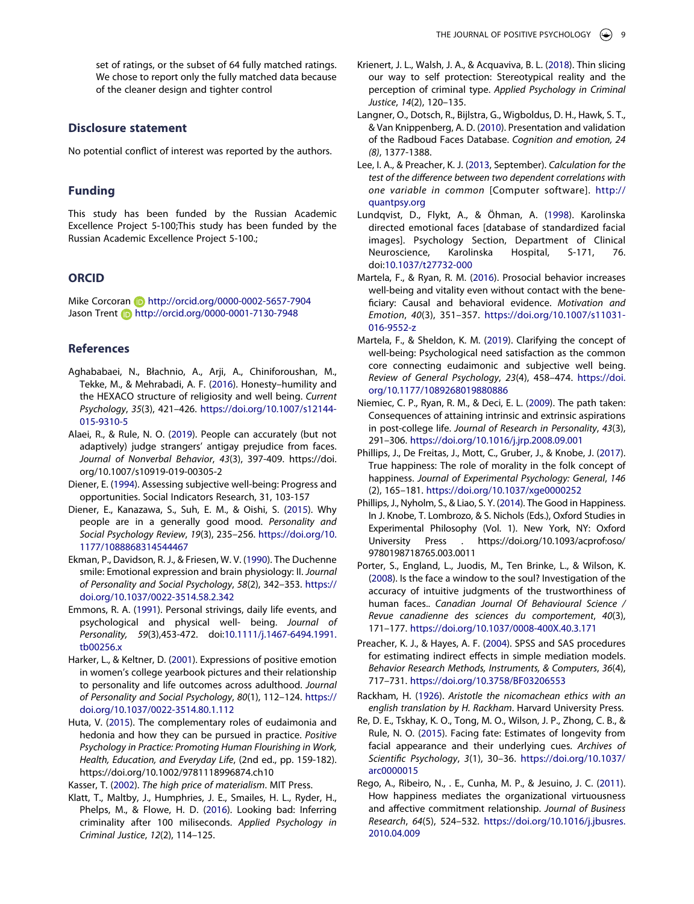set of ratings, or the subset of 64 fully matched ratings. We chose to report only the fully matched data because of the cleaner design and tighter control

## Disclosure statement

No potential conflict of interest was reported by the authors.

## Funding

This study has been funded by the Russian Academic Excellence Project 5-100;This study has been funded by the Russian Academic Excellence Project 5-100.;

## ORCID

Mike Corcoran http://orcid.org/0000-0002-5657-7904
Jason Trent http://orcid.org/0000-0001-7130-7948

## References

Aghababaei, N., Błachnio, A., Arji, A., Chiniforoushan, M., Tekke, M., & Mehrabadi, A. F. (2016). Honesty–humility and the HEXACO structure of religiosity and well being. *Current Psychology*, *35*(3), 421–426. https://doi.org/10.1007/s12144-015-9310-5

Alaei, R., & Rule, N. O. (2019). People can accurately (but not adaptively) judge strangers' antigay prejudice from faces. *Journal of Nonverbal Behavior*, *43*(3), 397-409. https://doi.org/10.1007/s10919-019-00305-2

Diener, E. (1994). Assessing subjective well-being: Progress and opportunities. Social Indicators Research, 31, 103-157

Diener, E., Kanazawa, S., Suh, E. M., & Oishi, S. (2015). Why people are in a generally good mood. *Personality and Social Psychology Review*, *19*(3), 235–256. https://doi.org/10.1177/1088868314544467

Ekman, P., Davidson, R. J., & Friesen, W. V. (1990). The Duchenne smile: Emotional expression and brain physiology: II. *Journal of Personality and Social Psychology*, *58*(2), 342–353. https://doi.org/10.1037/0022-3514.58.2.342

Emmons, R. A. (1991). Personal strivings, daily life events, and psychological and physical well- being. *Journal of Personality*, *59*(3),453-472. doi:10.1111/j.1467-6494.1991.tb00256.x

Harker, L., & Keltner, D. (2001). Expressions of positive emotion in women's college yearbook pictures and their relationship to personality and life outcomes across adulthood. *Journal of Personality and Social Psychology*, *80*(1), 112–124. https://doi.org/10.1037/0022-3514.80.1.112

Huta, V. (2015). The complementary roles of eudaimonia and hedonia and how they can be pursued in practice. *Positive Psychology in Practice: Promoting Human Flourishing in Work, Health, Education, and Everyday Life*, (2nd ed., pp. 159-182). https://doi.org/10.1002/9781118996874.ch10

Kasser, T. (2002). *The high price of materialism*. MIT Press.

Klatt, T., Maltby, J., Humphries, J. E., Smailes, H. L., Ryder, H., Phelps, M., & Flowe, H. D. (2016). Looking bad: Inferring criminality after 100 miliseconds. *Applied Psychology in Criminal Justice*, *12*(2), 114–125.

Krienert, J. L., Walsh, J. A., & Acquaviva, B. L. (2018). Thin slicing our way to self protection: Stereotypical reality and the perception of criminal type. *Applied Psychology in Criminal Justice*, *14*(2), 120–135.

Langner, O., Dotsch, R., Bijlstra, G., Wigboldus, D. H., Hawk, S. T., & Van Knippenberg, A. D. (2010). Presentation and validation of the Radboud Faces Database. *Cognition and emotion, 24 (8)*, 1377-1388.

Lee, I. A., & Preacher, K. J. (2013, September). *Calculation for the test of the difference between two dependent correlations with one variable in common* [Computer software]. http://quantpsy.org

Lundqvist, D., Flykt, A., & Öhman, A. (1998). Karolinska directed emotional faces [database of standardized facial images]. Psychology Section, Department of Clinical Neuroscience, Karolinska Hospital, S-171, 76. doi:10.1037/t27732-000

Martela, F., & Ryan, R. M. (2016). Prosocial behavior increases well-being and vitality even without contact with the beneficiary: Causal and behavioral evidence. *Motivation and Emotion*, *40*(3), 351–357. https://doi.org/10.1007/s11031-016-9552-z

Martela, F., & Sheldon, K. M. (2019). Clarifying the concept of well-being: Psychological need satisfaction as the common core connecting eudaimonic and subjective well being. *Review of General Psychology*, *23*(4), 458–474. https://doi.org/10.1177/1089268019880886

Niemiec, C. P., Ryan, R. M., & Deci, E. L. (2009). The path taken: Consequences of attaining intrinsic and extrinsic aspirations in post-college life. *Journal of Research in Personality*, *43*(3), 291–306. https://doi.org/10.1016/j.jrp.2008.09.001

Phillips, J., De Freitas, J., Mott, C., Gruber, J., & Knobe, J. (2017). True happiness: The role of morality in the folk concept of happiness. *Journal of Experimental Psychology: General*, *146* (2), 165–181. https://doi.org/10.1037/xge0000252

Phillips, J., Nyholm, S., & Liao, S. Y. (2014). The Good in Happiness. In J. Knobe, T. Lombrozo, & S. Nichols (Eds.), Oxford Studies in Experimental Philosophy (Vol. 1). New York, NY: Oxford University Press . https://doi.org/10.1093/acprof:oso/9780198718765.003.0011

Porter, S., England, L., Juodis, M., Ten Brinke, L., & Wilson, K. (2008). Is the face a window to the soul? Investigation of the accuracy of intuitive judgments of the trustworthiness of human faces.. *Canadian Journal Of Behavioural Science / Revue canadienne des sciences du comportement*, *40*(3), 171–177. https://doi.org/10.1037/0008-400X.40.3.171

Preacher, K. J., & Hayes, A. F. (2004). SPSS and SAS procedures for estimating indirect effects in simple mediation models. *Behavior Research Methods, Instruments, & Computers*, *36*(4), 717–731. https://doi.org/10.3758/BF03206553

Rackham, H. (1926). *Aristotle the nicomachean ethics with an english translation by H. Rackham*. Harvard University Press.

Re, D. E., Tskhay, K. O., Tong, M. O., Wilson, J. P., Zhong, C. B., & Rule, N. O. (2015). Facing fate: Estimates of longevity from facial appearance and their underlying cues. *Archives of Scientific Psychology*, *3*(1), 30–36. https://doi.org/10.1037/arc0000015

Rego, A., Ribeiro, N., . E., Cunha, M. P., & Jesuino, J. C. (2011). How happiness mediates the organizational virtuousness and affective commitment relationship. *Journal of Business Research*, *64*(5), 524–532. https://doi.org/10.1016/j.jbusres.2010.04.009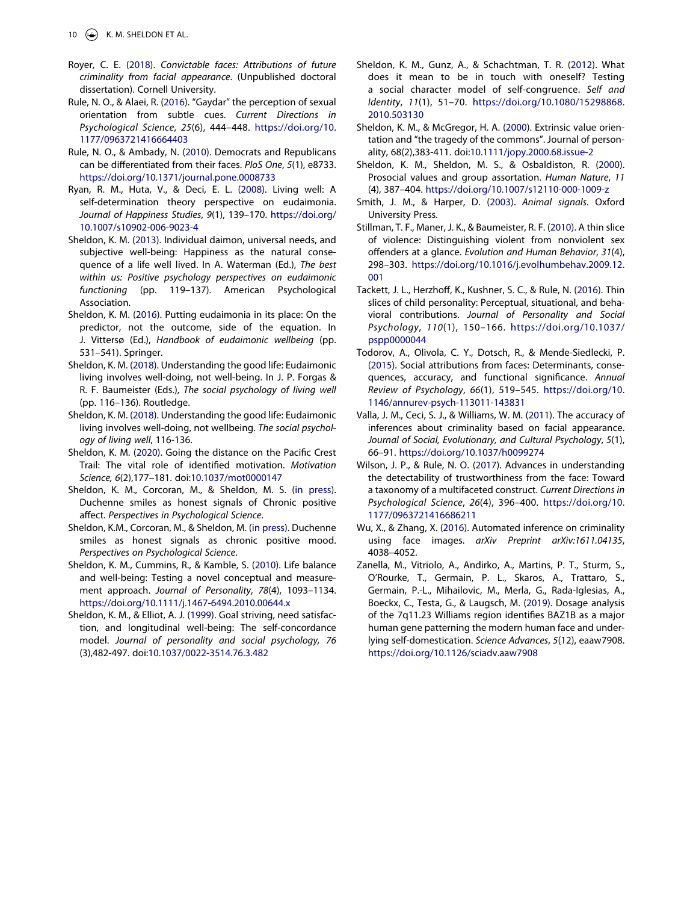Royer, C. E. (2018). *Convictable faces: Attributions of future criminality from facial appearance*. (Unpublished doctoral dissertation). Cornell University.

Rule, N. O., & Alaei, R. (2016). "Gaydar" the perception of sexual orientation from subtle cues. *Current Directions in Psychological Science*, *25*(6), 444–448. https://doi.org/10.1177/0963721416664403

Rule, N. O., & Ambady, N. (2010). Democrats and Republicans can be differentiated from their faces. *PloS One*, *5*(1), e8733. https://doi.org/10.1371/journal.pone.0008733

Ryan, R. M., Huta, V., & Deci, E. L. (2008). Living well: A self-determination theory perspective on eudaimonia. *Journal of Happiness Studies*, *9*(1), 139–170. https://doi.org/10.1007/s10902-006-9023-4

Sheldon, K. M. (2013). Individual daimon, universal needs, and subjective well-being: Happiness as the natural consequence of a life well lived. In A. Waterman (Ed.), *The best within us: Positive psychology perspectives on eudaimonic functioning* (pp. 119–137). American Psychological Association.

Sheldon, K. M. (2016). Putting eudaimonia in its place: On the predictor, not the outcome, side of the equation. In J. Vittersø (Ed.), *Handbook of eudaimonic wellbeing* (pp. 531–541). Springer.

Sheldon, K. M. (2018). Understanding the good life: Eudaimonic living involves well-doing, not well-being. In J. P. Forgas & R. F. Baumeister (Eds.), *The social psychology of living well* (pp. 116–136). Routledge.

Sheldon, K. M. (2018). Understanding the good life: Eudaimonic living involves well-doing, not wellbeing. *The social psychology of living well*, 116-136.

Sheldon, K. M. (2020). Going the distance on the Pacific Crest Trail: The vital role of identified motivation. *Motivation Science, 6*(2),177–181. doi:10.1037/mot0000147

Sheldon, K. M., Corcoran, M., & Sheldon, M. S. (in press). Duchenne smiles as honest signals of Chronic positive affect. *Perspectives in Psychological Science*.

Sheldon, K.M., Corcoran, M., & Sheldon, M. (in press). Duchenne smiles as honest signals as chronic positive mood. *Perspectives on Psychological Science*.

Sheldon, K. M., Cummins, R., & Kamble, S. (2010). Life balance and well-being: Testing a novel conceptual and measurement approach. *Journal of Personality*, *78*(4), 1093–1134. https://doi.org/10.1111/j.1467-6494.2010.00644.x

Sheldon, K. M., & Elliot, A. J. (1999). Goal striving, need satisfaction, and longitudinal well-being: The self-concordance model. *Journal of personality and social psychology, 76* (3),482-497. doi:10.1037/0022-3514.76.3.482

Sheldon, K. M., Gunz, A., & Schachtman, T. R. (2012). What does it mean to be in touch with oneself? Testing a social character model of self-congruence. *Self and Identity*, *11*(1), 51–70. https://doi.org/10.1080/15298868.2010.503130

Sheldon, K. M., & McGregor, H. A. (2000). Extrinsic value orientation and "the tragedy of the commons". Journal of personality, 68(2),383-411. doi:10.1111/jopy.2000.68.issue-2

Sheldon, K. M., Sheldon, M. S., & Osbaldiston, R. (2000). Prosocial values and group assortation. *Human Nature*, *11* (4), 387–404. https://doi.org/10.1007/s12110-000-1009-z

Smith, J. M., & Harper, D. (2003). *Animal signals*. Oxford University Press.

Stillman, T. F., Maner, J. K., & Baumeister, R. F. (2010). A thin slice of violence: Distinguishing violent from nonviolent sex offenders at a glance. *Evolution and Human Behavior*, *31*(4), 298–303. https://doi.org/10.1016/j.evolhumbehav.2009.12.001

Tackett, J. L., Herzhoff, K., Kushner, S. C., & Rule, N. (2016). Thin slices of child personality: Perceptual, situational, and behavioral contributions. *Journal of Personality and Social Psychology*, *110*(1), 150–166. https://doi.org/10.1037/pspp0000044

Todorov, A., Olivola, C. Y., Dotsch, R., & Mende-Siedlecki, P. (2015). Social attributions from faces: Determinants, consequences, accuracy, and functional significance. *Annual Review of Psychology*, *66*(1), 519–545. https://doi.org/10.1146/annurev-psych-113011-143831

Valla, J. M., Ceci, S. J., & Williams, W. M. (2011). The accuracy of inferences about criminality based on facial appearance. *Journal of Social, Evolutionary, and Cultural Psychology*, *5*(1), 66–91. https://doi.org/10.1037/h0099274

Wilson, J. P., & Rule, N. O. (2017). Advances in understanding the detectability of trustworthiness from the face: Toward a taxonomy of a multifaceted construct. *Current Directions in Psychological Science*, *26*(4), 396–400. https://doi.org/10.1177/0963721416686211

Wu, X., & Zhang, X. (2016). Automated inference on criminality using face images. *arXiv Preprint arXiv:1611.04135*, 4038–4052.

Zanella, M., Vitriolo, A., Andirko, A., Martins, P. T., Sturm, S., O'Rourke, T., Germain, P. L., Skaros, A., Trattaro, S., Germain, P.-L., Mihailovic, M., Merla, G., Rada-Iglesias, A., Boeckx, C., Testa, G., & Laugsch, M. (2019). Dosage analysis of the 7q11.23 Williams region identifies BAZ1B as a major human gene patterning the modern human face and underlying self-domestication. *Science Advances*, *5*(12), eaaw7908. https://doi.org/10.1126/sciadv.aaw7908